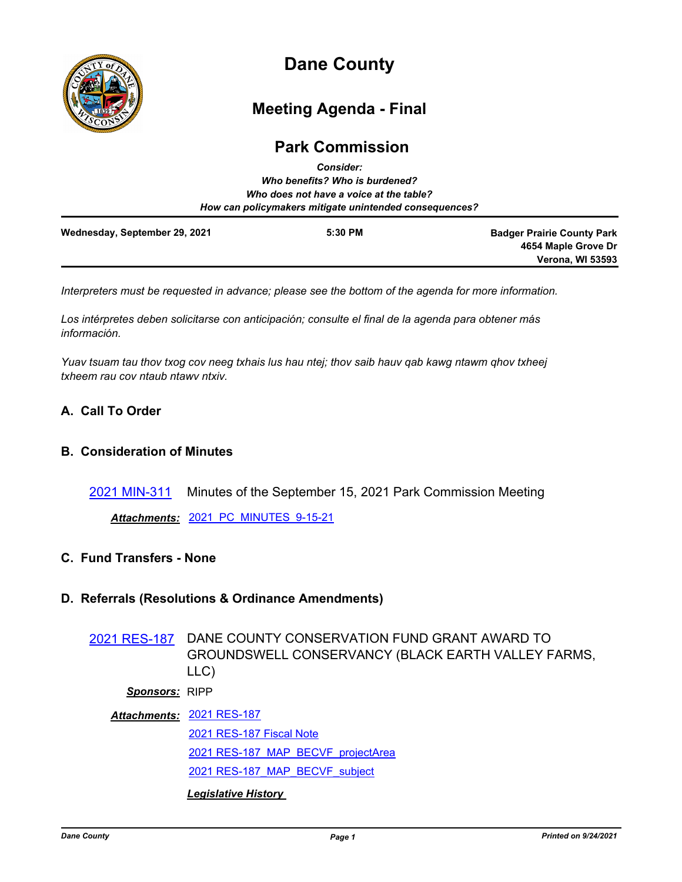# Dane County

## Meeting Agenda - Final

## Park Commission

***Consider:***
***Who benefits? Who is burdened?***
***Who does not have a voice at the table?***
***How can policymakers mitigate unintended consequences?***

**Wednesday, September 29, 2021** | **5:30 PM** | **Badger Prairie County Park, 4654 Maple Grove Dr, Verona, WI 53593**

*Interpreters must be requested in advance; please see the bottom of the agenda for more information.*

*Los intérpretes deben solicitarse con anticipación; consulte el final de la agenda para obtener más información.*

*Yuav tsuam tau thov txog cov neeg txhais lus hau ntej; thov saib hauv qab kawg ntawm qhov txheej txheem rau cov ntaub ntawv ntxiv.*

### A. Call To Order

### B. Consideration of Minutes

2021 MIN-311 Minutes of the September 15, 2021 Park Commission Meeting

***Attachments:*** 2021_PC_MINUTES_9-15-21

### C. Fund Transfers - None

### D. Referrals (Resolutions & Ordinance Amendments)

2021 RES-187 DANE COUNTY CONSERVATION FUND GRANT AWARD TO GROUNDSWELL CONSERVANCY (BLACK EARTH VALLEY FARMS, LLC)

***Sponsors:*** RIPP

***Attachments:*** 2021 RES-187
2021 RES-187 Fiscal Note
2021 RES-187_MAP_BECVF_projectArea
2021 RES-187_MAP_BECVF_subject

***Legislative History***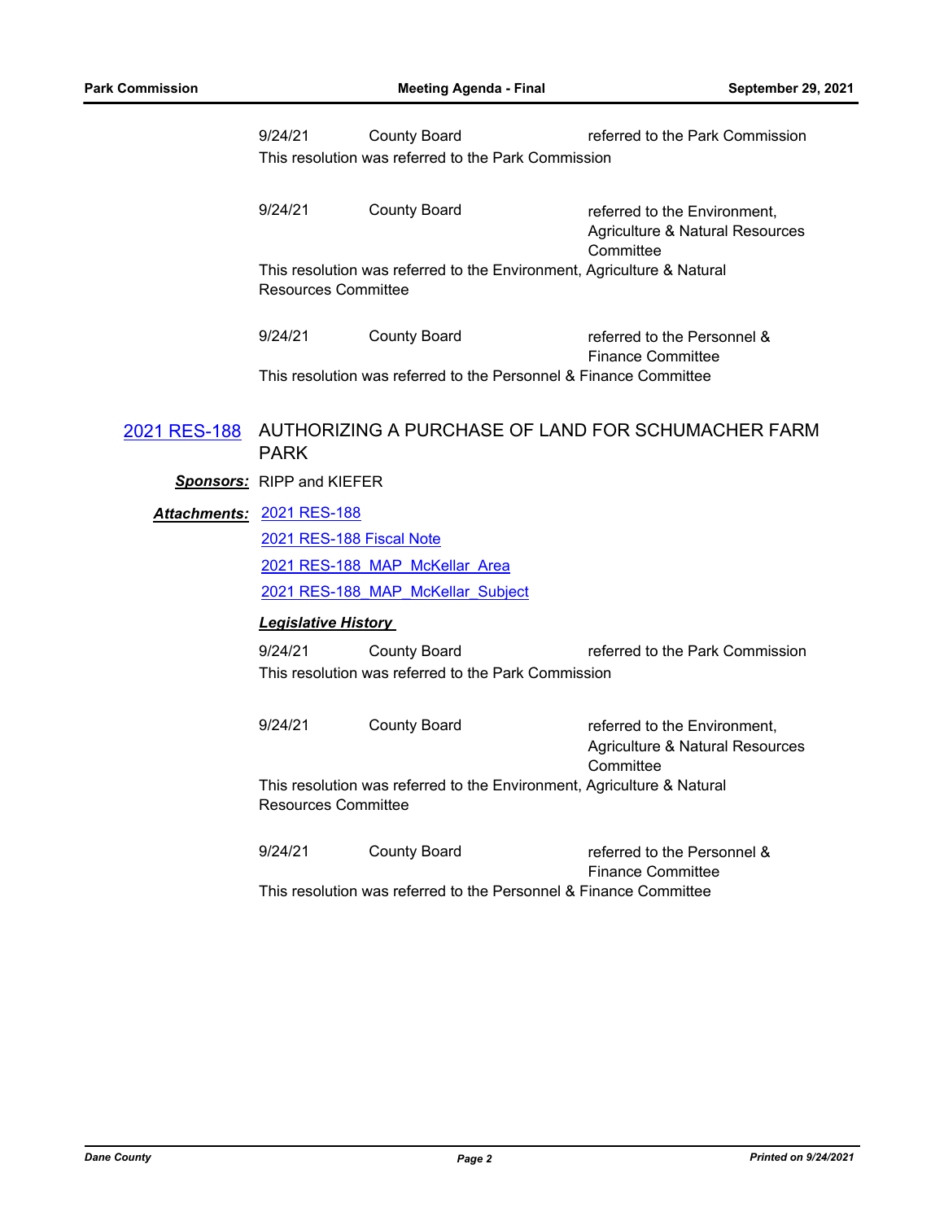| | | |
|---|---|---|
| 9/24/21 | County Board | referred to the Park Commission |

This resolution was referred to the Park Commission

| | | |
|---|---|---|
| 9/24/21 | County Board | referred to the Environment, Agriculture & Natural Resources Committee |

This resolution was referred to the Environment, Agriculture & Natural Resources Committee

| | | |
|---|---|---|
| 9/24/21 | County Board | referred to the Personnel & Finance Committee |

This resolution was referred to the Personnel & Finance Committee

## 2021 RES-188 AUTHORIZING A PURCHASE OF LAND FOR SCHUMACHER FARM PARK

***Sponsors:*** RIPP and KIEFER

***Attachments:*** 2021 RES-188
2021 RES-188 Fiscal Note
2021 RES-188_MAP_McKellar_Area
2021 RES-188_MAP_McKellar_Subject

***Legislative History***

| | | |
|---|---|---|
| 9/24/21 | County Board | referred to the Park Commission |

This resolution was referred to the Park Commission

| | | |
|---|---|---|
| 9/24/21 | County Board | referred to the Environment, Agriculture & Natural Resources Committee |

This resolution was referred to the Environment, Agriculture & Natural Resources Committee

| | | |
|---|---|---|
| 9/24/21 | County Board | referred to the Personnel & Finance Committee |

This resolution was referred to the Personnel & Finance Committee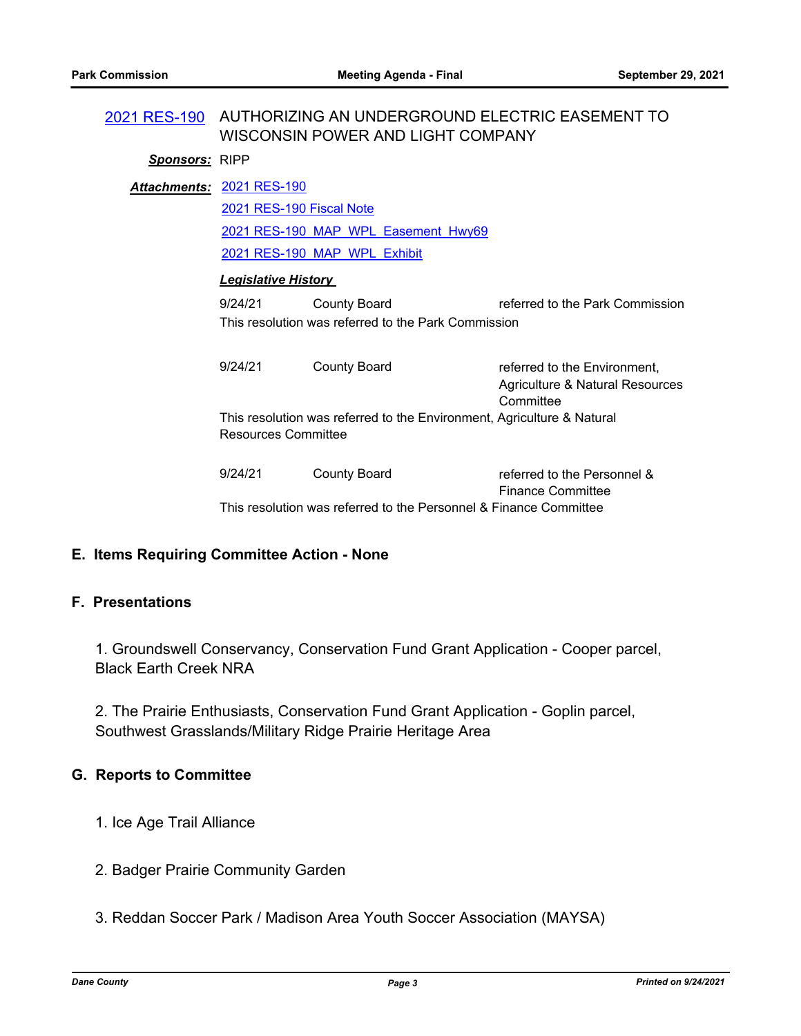**2021 RES-190** AUTHORIZING AN UNDERGROUND ELECTRIC EASEMENT TO WISCONSIN POWER AND LIGHT COMPANY

***Sponsors:*** RIPP

***Attachments:*** 2021 RES-190
2021 RES-190 Fiscal Note
2021 RES-190_MAP_WPL_Easement_Hwy69
2021 RES-190_MAP_WPL_Exhibit

***Legislative History***

| | | |
|---|---|---|
| 9/24/21 | County Board | referred to the Park Commission |

This resolution was referred to the Park Commission

| | | |
|---|---|---|
| 9/24/21 | County Board | referred to the Environment, Agriculture & Natural Resources Committee |

This resolution was referred to the Environment, Agriculture & Natural Resources Committee

| | | |
|---|---|---|
| 9/24/21 | County Board | referred to the Personnel & Finance Committee |

This resolution was referred to the Personnel & Finance Committee

## E. Items Requiring Committee Action - None

## F. Presentations

1. Groundswell Conservancy, Conservation Fund Grant Application - Cooper parcel, Black Earth Creek NRA

2. The Prairie Enthusiasts, Conservation Fund Grant Application - Goplin parcel, Southwest Grasslands/Military Ridge Prairie Heritage Area

## G. Reports to Committee

1. Ice Age Trail Alliance

2. Badger Prairie Community Garden

3. Reddan Soccer Park / Madison Area Youth Soccer Association (MAYSA)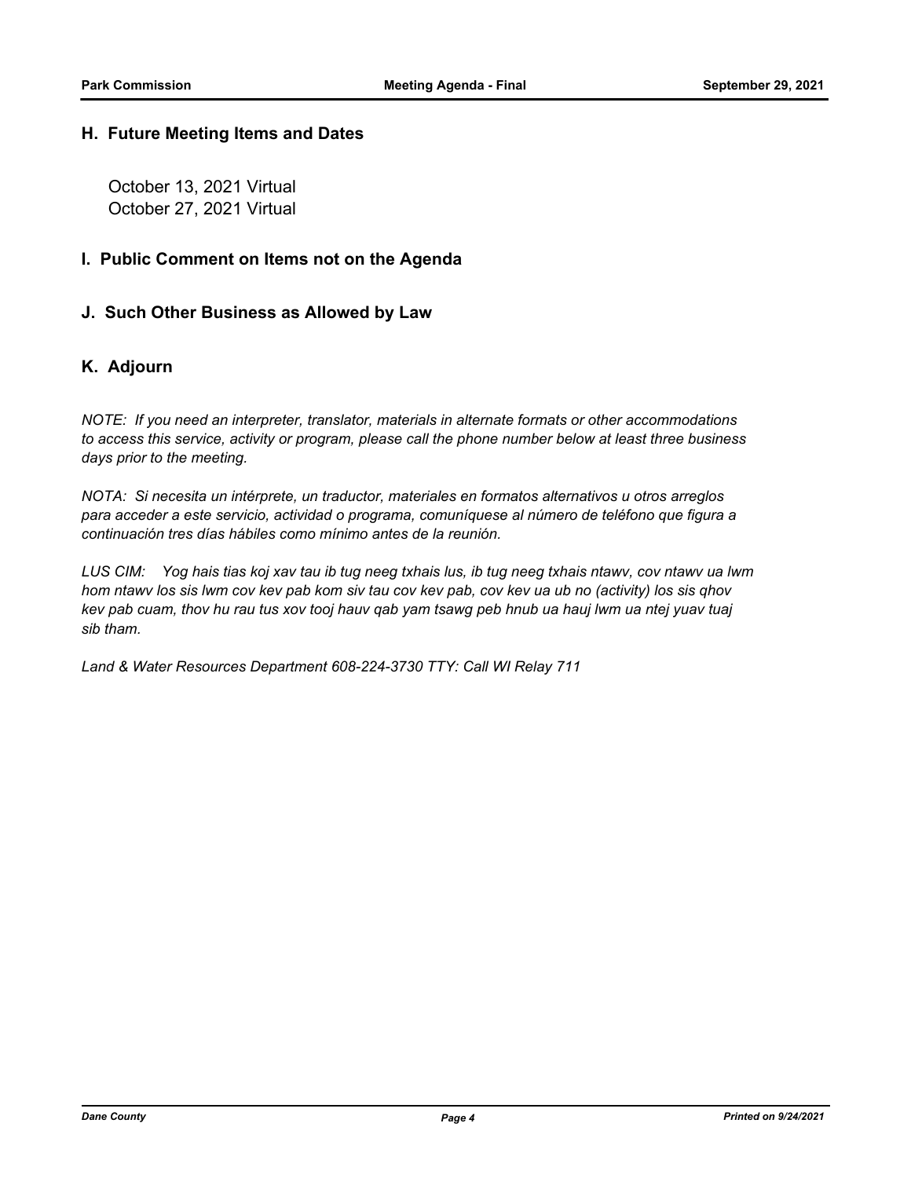## H. Future Meeting Items and Dates

October 13, 2021 Virtual
October 27, 2021 Virtual

## I. Public Comment on Items not on the Agenda

## J. Such Other Business as Allowed by Law

## K. Adjourn

*NOTE: If you need an interpreter, translator, materials in alternate formats or other accommodations to access this service, activity or program, please call the phone number below at least three business days prior to the meeting.*

*NOTA: Si necesita un intérprete, un traductor, materiales en formatos alternativos u otros arreglos para acceder a este servicio, actividad o programa, comuníquese al número de teléfono que figura a continuación tres días hábiles como mínimo antes de la reunión.*

*LUS CIM: Yog hais tias koj xav tau ib tug neeg txhais lus, ib tug neeg txhais ntawv, cov ntawv ua lwm hom ntawv los sis lwm cov kev pab kom siv tau cov kev pab, cov kev ua ub no (activity) los sis qhov kev pab cuam, thov hu rau tus xov tooj hauv qab yam tsawg peb hnub ua hauj lwm ua ntej yuav tuaj sib tham.*

*Land & Water Resources Department 608-224-3730 TTY: Call WI Relay 711*